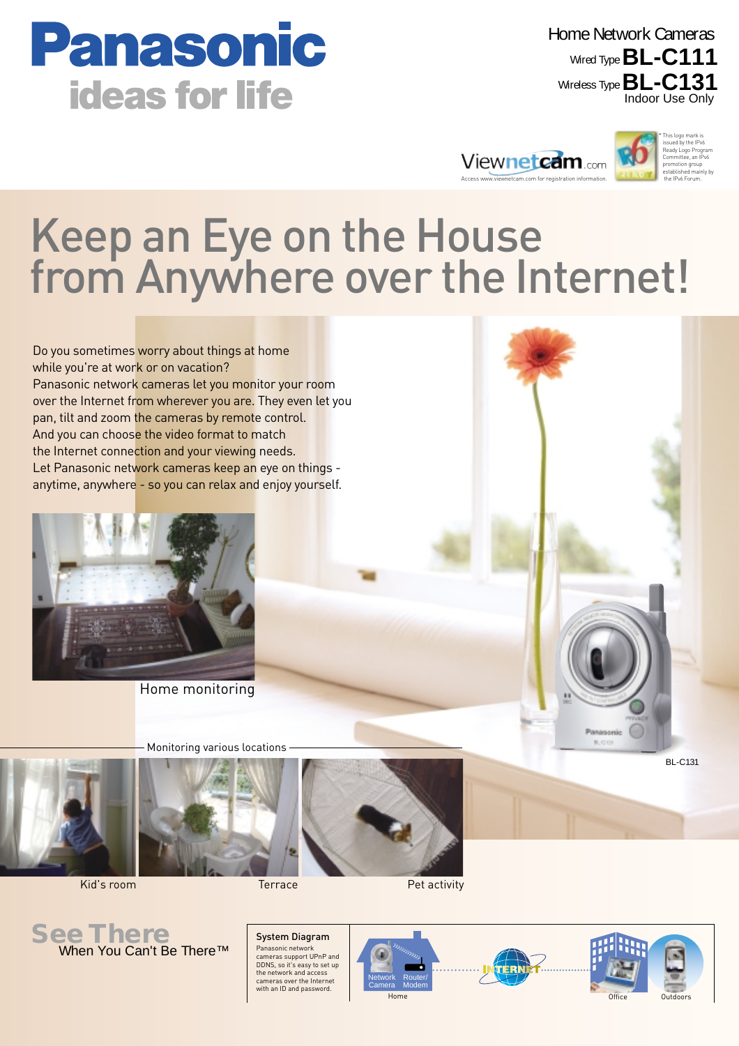Panasonic
ideas for life

Home Network Cameras
Wired Type **BL-C111**
Wireless Type **BL-C131**
Indoor Use Only

Viewnetcam.com
Access www.viewnetcam.com for registration information.

* This logo mark is issued by the IPv6 Ready Logo Program Committee, an IPv6 promotion group established mainly by the IPv6 Forum.

# Keep an Eye on the House from Anywhere over the Internet!

Do you sometimes worry about things at home while you're at work or on vacation?
Panasonic network cameras let you monitor your room over the Internet from wherever you are. They even let you pan, tilt and zoom the cameras by remote control.
And you can choose the video format to match the Internet connection and your viewing needs.
Let Panasonic network cameras keep an eye on things - anytime, anywhere - so you can relax and enjoy yourself.

Home monitoring

Monitoring various locations

Kid's room

Terrace

Pet activity

BL-C131

**See There**
When You Can't Be There™

**System Diagram**
Panasonic network cameras support UPnP and DDNS, so it's easy to set up the network and access cameras over the Internet with an ID and password.

Network Camera
Router/ Modem
Home
INTERNET
Office
Outdoors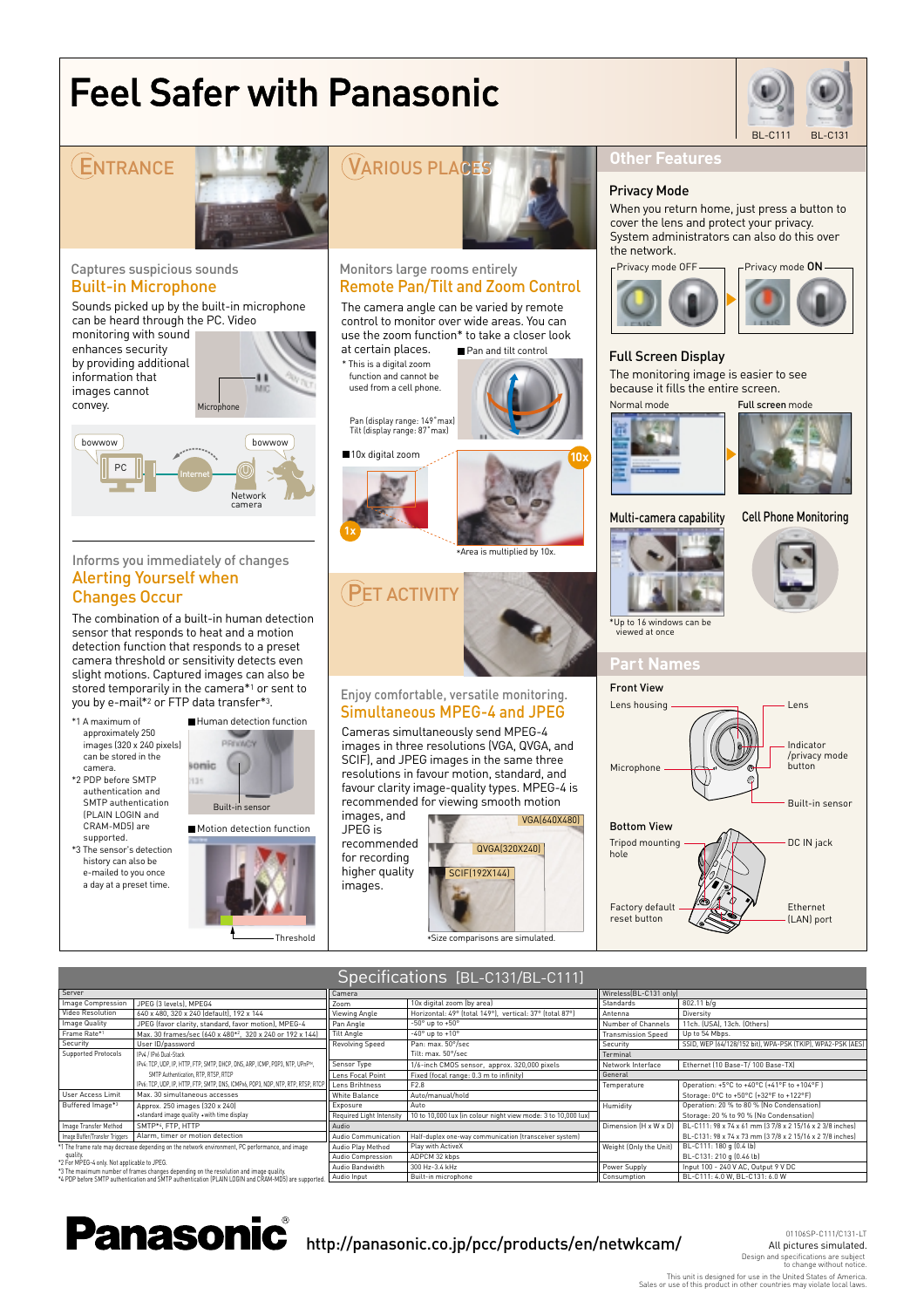# Feel Safer with Panasonic

BL-C111 BL-C131

## ENTRANCE

Captures suspicious sounds

### Built-in Microphone

Sounds picked up by the built-in microphone can be heard through the PC. Video monitoring with sound enhances security by providing additional information that images cannot convey.

Microphone

bowwow PC Internet bowwow Network camera

Informs you immediately of changes

### Alerting Yourself when Changes Occur

The combination of a built-in human detection sensor that responds to heat and a motion detection function that responds to a preset camera threshold or sensitivity detects even slight motions. Captured images can also be stored temporarily in the camera*1 or sent to you by e-mail*2 or FTP data transfer*3.

*1 A maximum of approximately 250 images (320 x 240 pixels) can be stored in the camera.
*2 PDP before SMTP authentication and SMTP authentication (PLAIN LOGIN and CRAM-MD5) are supported.
*3 The sensor's detection history can also be e-mailed to you once a day at a preset time.

■ Human detection function

Built-in sensor

■ Motion detection function

Threshold

## VARIOUS PLACES

Monitors large rooms entirely

### Remote Pan/Tilt and Zoom Control

The camera angle can be varied by remote control to monitor over wide areas. You can use the zoom function* to take a closer look at certain places.

* This is a digital zoom function and cannot be used from a cell phone.

■ Pan and tilt control

Pan (display range: 149° max)
Tilt (display range: 87° max)

■ 10x digital zoom

1x 10x

*Area is multiplied by 10x.

## PET ACTIVITY

Enjoy comfortable, versatile monitoring.

### Simultaneous MPEG-4 and JPEG

Cameras simultaneously send MPEG-4 images in three resolutions (VGA, QVGA, and SCIF), and JPEG images in the same three resolutions in favour motion, standard, and favour clarity image-quality types. MPEG-4 is recommended for viewing smooth motion images, and JPEG is recommended for recording higher quality images.

VGA(640X480)
QVGA(320X240)
SCIF(192X144)

*Size comparisons are simulated.

## Other Features

### Privacy Mode

When you return home, just press a button to cover the lens and protect your privacy. System administrators can also do this over the network.

Privacy mode OFF — Privacy mode ON

### Full Screen Display

The monitoring image is easier to see because it fills the entire screen.

Normal mode — Full screen mode

### Multi-camera capability

*Up to 16 windows can be viewed at once

### Cell Phone Monitoring

## Part Names

**Front View**

Lens housing, Lens, Microphone, Indicator /privacy mode button, Built-in sensor

**Bottom View**

Tripod mounting hole, DC IN jack, Factory default reset button, Ethernet (LAN) port

## Specifications [BL-C131/BL-C111]

| Server | |
|---|---|
| Image Compression | JPEG (3 levels), MPEG4 |
| Video Resolution | 640 x 480, 320 x 240 (default), 192 x 144 |
| Image Quality | JPEG (favor clarity, standard, favor motion), MPEG-4 |
| Frame Rate*1 | Max. 30 frames/sec (640 x 480*2, 320 x 240 or 192 x 144) |
| Security | User ID/password |
| Supported Protocols | IPv4 / IPv6 Dual-Stack<br>IPv4: TCP, UDP, IP, HTTP, FTP, SMTP, DHCP, DNS, ARP, ICMP, POP3, NTP, UPnP™, SMTP Authentication, RTP, RTSP, RTCP<br>IPv6: TCP, UDP, IP, HTTP, FTP, SMTP, DNS, ICMPv6, POP3, NDP, NTP, RTP, RTSP, RTCP |
| User Access Limit | Max. 30 simultaneous accesses |
| Buffered Image*3 | Approx. 250 images (320 x 240)<br>•standard image quality •with time display |
| Image Transfer Method | SMTP*4, FTP, HTTP |
| Image Buffer/Transfer Triggers | Alarm, timer or motion detection |

*1 The frame rate may decrease depending on the network environment, PC performance, and image quality.
*2 For MPEG-4 only. Not applicable to JPEG.
*3 The maximum number of frames changes depending on the resolution and image quality.
*4 PDP before SMTP authentication and SMTP authentication (PLAIN LOGIN and CRAM-MD5) are supported.

| Camera | |
|---|---|
| Zoom | 10x digital zoom (by area) |
| Viewing Angle | Horizontal: 49° (total 149°), vertical: 37° (total 87°) |
| Pan Angle | -50° up to +50° |
| Tilt Angle | -40° up to +10° |
| Revolving Speed | Pan: max. 50°/sec<br>Tilt: max. 50°/sec |
| Sensor Type | 1/6-inch CMOS sensor, approx. 320,000 pixels |
| Lens Focal Point | Fixed (focal range: 0.3 m to infinity) |
| Lens Brihtness | F2.8 |
| White Balance | Auto/manual/hold |
| Exposure | Auto |
| Required Light Intensity | 10 to 10,000 lux (in colour night view mode: 3 to 10,000 lux) |
| **Audio** | |
| Audio Communication | Half-duplex one-way communication (transceiver system) |
| Audio Play Method | Play with ActiveX |
| Audio Compression | ADPCM 32 kbps |
| Audio Bandwidth | 300 Hz-3.4 kHz |
| Audio Input | Built-in microphone |

| Wireless(BL-C131 only) | |
|---|---|
| Standards | 802.11 b/g |
| Antenna | Diversity |
| Number of Channels | 11ch. (USA), 13ch. (Others) |
| Transmission Speed | Up to 54 Mbps. |
| Security | SSID, WEP (64/128/152 bit), WPA-PSK (TKIP), WPA2-PSK (AES) |
| **Terminal** | |
| Network Interface | Ethernet (10 Base-T/ 100 Base-TX) |
| **General** | |
| Temperature | Operation: +5°C to +40°C (+41°F to +104°F )<br>Storage: 0°C to +50°C (+32°F to +122°F) |
| Humidity | Operation: 20 % to 80 % (No Condensation)<br>Storage: 20 % to 90 % (No Condensation) |
| Dimension (H x W x D) | BL-C111: 98 x 74 x 61 mm (3 7/8 x 2 15/16 x 2 3/8 inches)<br>BL-C131: 98 x 74 x 73 mm (3 7/8 x 2 15/16 x 2 7/8 inches) |
| Weight (Only the Unit) | BL-C111: 180 g (0.4 lb)<br>BL-C131: 210 g (0.46 lb) |
| Power Supply | Input 100 - 240 V AC, Output 9 V DC |
| Consumption | BL-C111: 4.0 W, BL-C131: 6.0 W |

**Panasonic®** http://panasonic.co.jp/pcc/products/en/netwkcam/

01106SP-C111/C131-LT
All pictures simulated.
Design and specifications are subject to change without notice.

This unit is designed for use in the United States of America. Sales or use of this product in other countries may violate local laws.